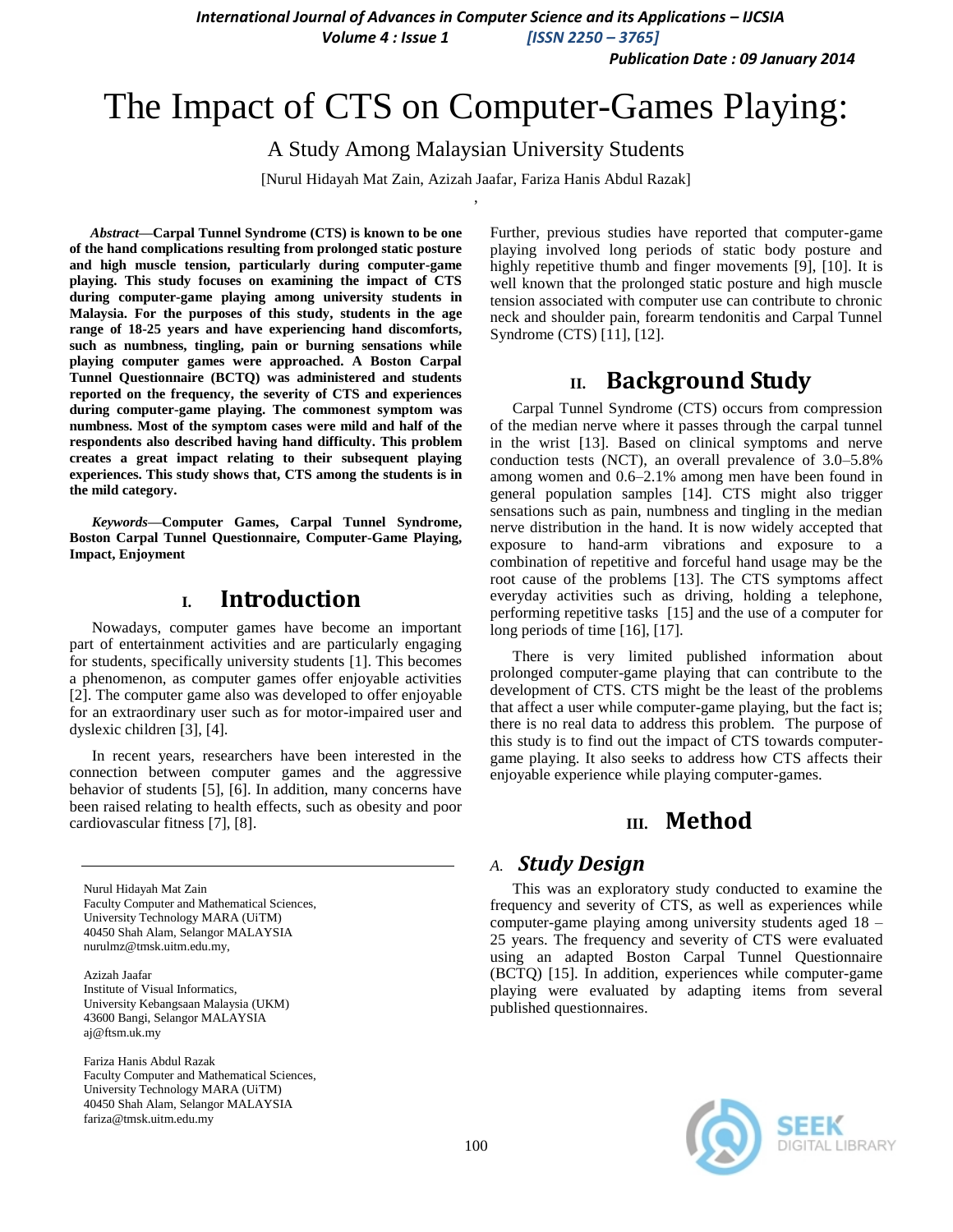# The Impact of CTS on Computer-Games Playing:

A Study Among Malaysian University Students

[Nurul Hidayah Mat Zain, Azizah Jaafar, Fariza Hanis Abdul Razak]

***Abstract*—Carpal Tunnel Syndrome (CTS) is known to be one of the hand complications resulting from prolonged static posture and high muscle tension, particularly during computer-game playing. This study focuses on examining the impact of CTS during computer-game playing among university students in Malaysia. For the purposes of this study, students in the age range of 18-25 years and have experiencing hand discomforts, such as numbness, tingling, pain or burning sensations while playing computer games were approached. A Boston Carpal Tunnel Questionnaire (BCTQ) was administered and students reported on the frequency, the severity of CTS and experiences during computer-game playing. The commonest symptom was numbness. Most of the symptom cases were mild and half of the respondents also described having hand difficulty. This problem creates a great impact relating to their subsequent playing experiences. This study shows that, CTS among the students is in the mild category.**

***Keywords*—Computer Games, Carpal Tunnel Syndrome, Boston Carpal Tunnel Questionnaire, Computer-Game Playing, Impact, Enjoyment**

## I. Introduction

Nowadays, computer games have become an important part of entertainment activities and are particularly engaging for students, specifically university students [1]. This becomes a phenomenon, as computer games offer enjoyable activities [2]. The computer game also was developed to offer enjoyable for an extraordinary user such as for motor-impaired user and dyslexic children [3], [4].

In recent years, researchers have been interested in the connection between computer games and the aggressive behavior of students [5], [6]. In addition, many concerns have been raised relating to health effects, such as obesity and poor cardiovascular fitness [7], [8].

Further, previous studies have reported that computer-game playing involved long periods of static body posture and highly repetitive thumb and finger movements [9], [10]. It is well known that the prolonged static posture and high muscle tension associated with computer use can contribute to chronic neck and shoulder pain, forearm tendonitis and Carpal Tunnel Syndrome (CTS) [11], [12].

## II. Background Study

Carpal Tunnel Syndrome (CTS) occurs from compression of the median nerve where it passes through the carpal tunnel in the wrist [13]. Based on clinical symptoms and nerve conduction tests (NCT), an overall prevalence of 3.0–5.8% among women and 0.6–2.1% among men have been found in general population samples [14]. CTS might also trigger sensations such as pain, numbness and tingling in the median nerve distribution in the hand. It is now widely accepted that exposure to hand-arm vibrations and exposure to a combination of repetitive and forceful hand usage may be the root cause of the problems [13]. The CTS symptoms affect everyday activities such as driving, holding a telephone, performing repetitive tasks [15] and the use of a computer for long periods of time [16], [17].

There is very limited published information about prolonged computer-game playing that can contribute to the development of CTS. CTS might be the least of the problems that affect a user while computer-game playing, but the fact is; there is no real data to address this problem. The purpose of this study is to find out the impact of CTS towards computer-game playing. It also seeks to address how CTS affects their enjoyable experience while playing computer-games.

## III. Method

### A. *Study Design*

This was an exploratory study conducted to examine the frequency and severity of CTS, as well as experiences while computer-game playing among university students aged 18 – 25 years. The frequency and severity of CTS were evaluated using an adapted Boston Carpal Tunnel Questionnaire (BCTQ) [15]. In addition, experiences while computer-game playing were evaluated by adapting items from several published questionnaires.

Nurul Hidayah Mat Zain
Faculty Computer and Mathematical Sciences,
University Technology MARA (UiTM)
40450 Shah Alam, Selangor MALAYSIA
nurulmz@tmsk.uitm.edu.my,

Azizah Jaafar
Institute of Visual Informatics,
University Kebangsaan Malaysia (UKM)
43600 Bangi, Selangor MALAYSIA
aj@ftsm.uk.my

Fariza Hanis Abdul Razak
Faculty Computer and Mathematical Sciences,
University Technology MARA (UiTM)
40450 Shah Alam, Selangor MALAYSIA
fariza@tmsk.uitm.edu.my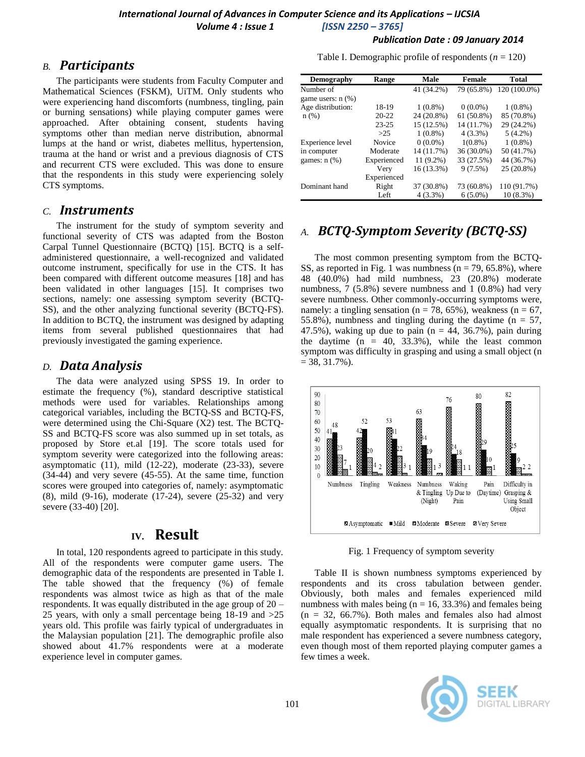## B. Participants

The participants were students from Faculty Computer and Mathematical Sciences (FSKM), UiTM. Only students who were experiencing hand discomforts (numbness, tingling, pain or burning sensations) while playing computer games were approached. After obtaining consent, students having symptoms other than median nerve distribution, abnormal lumps at the hand or wrist, diabetes mellitus, hypertension, trauma at the hand or wrist and a previous diagnosis of CTS and recurrent CTS were excluded. This was done to ensure that the respondents in this study were experiencing solely CTS symptoms.

## C. Instruments

The instrument for the study of symptom severity and functional severity of CTS was adapted from the Boston Carpal Tunnel Questionnaire (BCTQ) [15]. BCTQ is a self-administered questionnaire, a well-recognized and validated outcome instrument, specifically for use in the CTS. It has been compared with different outcome measures [18] and has been validated in other languages [15]. It comprises two sections, namely: one assessing symptom severity (BCTQ-SS), and the other analyzing functional severity (BCTQ-FS). In addition to BCTQ, the instrument was designed by adapting items from several published questionnaires that had previously investigated the gaming experience.

## D. Data Analysis

The data were analyzed using SPSS 19. In order to estimate the frequency (%), standard descriptive statistical methods were used for variables. Relationships among categorical variables, including the BCTQ-SS and BCTQ-FS, were determined using the Chi-Square (X2) test. The BCTQ-SS and BCTQ-FS score was also summed up in set totals, as proposed by Store et.al [19]. The score totals used for symptom severity were categorized into the following areas: asymptomatic (11), mild (12-22), moderate (23-33), severe (34-44) and very severe (45-55). At the same time, function scores were grouped into categories of, namely: asymptomatic (8), mild (9-16), moderate (17-24), severe (25-32) and very severe (33-40) [20].

# IV. Result

In total, 120 respondents agreed to participate in this study. All of the respondents were computer game users. The demographic data of the respondents are presented in Table I. The table showed that the frequency (%) of female respondents was almost twice as high as that of the male respondents. It was equally distributed in the age group of 20 – 25 years, with only a small percentage being 18-19 and >25 years old. This profile was fairly typical of undergraduates in the Malaysian population [21]. The demographic profile also showed about 41.7% respondents were at a moderate experience level in computer games.

Table I. Demographic profile of respondents ($n$ = 120)

| Demography | Range | Male | Female | Total |
|---|---|---|---|---|
| Number of game users: n (%) | | 41 (34.2%) | 79 (65.8%) | 120 (100.0%) |
| Age distribution: n (%) | 18-19 | 1 (0.8%) | 0 (0.0%) | 1 (0.8%) |
| | 20-22 | 24 (20.8%) | 61 (50.8%) | 85 (70.8%) |
| | 23-25 | 15 (12.5%) | 14 (11.7%) | 29 (24.2%) |
| | >25 | 1 (0.8%) | 4 (3.3%) | 5 (4.2%) |
| Experience level in computer games: n (%) | Novice | 0 (0.0%) | 1(0.8%) | 1 (0.8%) |
| | Moderate | 14 (11.7%) | 36 (30.0%) | 50 (41.7%) |
| | Experienced | 11 (9.2%) | 33 (27.5%) | 44 (36.7%) |
| | Very Experienced | 16 (13.3%) | 9 (7.5%) | 25 (20.8%) |
| Dominant hand | Right | 37 (30.8%) | 73 (60.8%) | 110 (91.7%) |
| | Left | 4 (3.3%) | 6 (5.0%) | 10 (8.3%) |

## A. BCTQ-Symptom Severity (BCTQ-SS)

The most common presenting symptom from the BCTQ-SS, as reported in Fig. 1 was numbness (n = 79, 65.8%), where 48 (40.0%) had mild numbness, 23 (20.8%) moderate numbness, 7 (5.8%) severe numbness and 1 (0.8%) had very severe numbness. Other commonly-occurring symptoms were, namely: a tingling sensation (n = 78, 65%), weakness (n = 67, 55.8%), numbness and tingling during the daytime (n = 57, 47.5%), waking up due to pain (n = 44, 36.7%), pain during the daytime (n = 40, 33.3%), while the least common symptom was difficulty in grasping and using a small object (n = 38, 31.7%).

| Symptom | Asymptomatic | Mild | Moderate | Severe | Very Severe |
|---|---|---|---|---|---|
| Numbness | 41 | 48 | 23 | 7 | 1 |
| Tingling | 42 | 52 | 20 | 4 | 2 |
| Weakness | 53 | 41 | 22 | 3 | 1 |
| Numbness & Tingling (Night) | 63 | 34 | 19 | 1 | 3 |
| Waking Up Due to Pain | 76 | 24 | 18 | 1 | 1 |
| Pain (Daytime) | 80 | 29 | 10 | 1 | |
| Difficulty in Grasping & Using Small Object | 82 | 25 | 9 | 2 | 2 |

Fig. 1 Frequency of symptom severity

Table II is shown numbness symptoms experienced by respondents and its cross tabulation between gender. Obviously, both males and females experienced mild numbness with males being (n = 16, 33.3%) and females being (n = 32, 66.7%). Both males and females also had almost equally asymptomatic respondents. It is surprising that no male respondent has experienced a severe numbness category, even though most of them reported playing computer games a few times a week.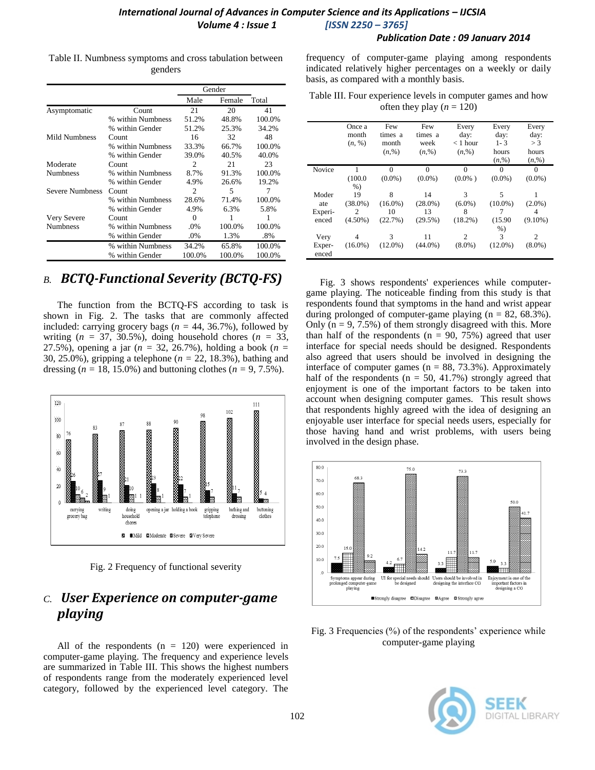Table II. Numbness symptoms and cross tabulation between genders

| | | Gender | | |
|---|---|---|---|---|
| | | Male | Female | Total |
| Asymptomatic | Count | 21 | 20 | 41 |
| | % within Numbness | 51.2% | 48.8% | 100.0% |
| | % within Gender | 51.2% | 25.3% | 34.2% |
| Mild Numbness | Count | 16 | 32 | 48 |
| | % within Numbness | 33.3% | 66.7% | 100.0% |
| | % within Gender | 39.0% | 40.5% | 40.0% |
| Moderate Numbness | Count | 2 | 21 | 23 |
| | % within Numbness | 8.7% | 91.3% | 100.0% |
| | % within Gender | 4.9% | 26.6% | 19.2% |
| Severe Numbness | Count | 2 | 5 | 7 |
| | % within Numbness | 28.6% | 71.4% | 100.0% |
| | % within Gender | 4.9% | 6.3% | 5.8% |
| Very Severe Numbness | Count | 0 | 1 | 1 |
| | % within Numbness | .0% | 100.0% | 100.0% |
| | % within Gender | .0% | 1.3% | .8% |
| | % within Numbness | 34.2% | 65.8% | 100.0% |
| | % within Gender | 100.0% | 100.0% | 100.0% |

## B. BCTQ-Functional Severity (BCTQ-FS)

The function from the BCTQ-FS according to task is shown in Fig. 2. The tasks that are commonly affected included: carrying grocery bags (*n* = 44, 36.7%), followed by writing (*n* = 37, 30.5%), doing household chores (*n* = 33, 27.5%), opening a jar (*n* = 32, 26.7%), holding a book (*n* = 30, 25.0%), gripping a telephone (*n* = 22, 18.3%), bathing and dressing (*n* = 18, 15.0%) and buttoning clothes (*n* = 9, 7.5%).

Fig. 2 Frequency of functional severity

## C. User Experience on computer-game playing

All of the respondents (n = 120) were experienced in computer-game playing. The frequency and experience levels are summarized in Table III. This shows the highest numbers of respondents range from the moderately experienced level category, followed by the experienced level category. The frequency of computer-game playing among respondents indicated relatively higher percentages on a weekly or daily basis, as compared with a monthly basis.

Table III. Four experience levels in computer games and how often they play (*n* = 120)

| | Once a month (*n*, %) | Few times a month (*n*,%) | Few times a week (*n*,%) | Every day: < 1 hour (*n*,%) | Every day: 1- 3 hours (*n*,%) | Every day: > 3 hours (*n*,%) |
|---|---|---|---|---|---|---|
| Novice | 1 (100.0 %) | 0 (0.0%) | 0 (0.0%) | 0 (0.0% ) | 0 (0.0%) | 0 (0.0%) |
| Moderate | 19 (38.0%) | 8 (16.0%) | 14 (28.0%) | 3 (6.0%) | 5 (10.0%) | 1 (2.0%) |
| Experienced | 2 (4.50%) | 10 (22.7%) | 13 (29.5%) | 8 (18.2%) | 7 (15.90 %) | 4 (9.10%) |
| Very Experienced | 4 (16.0%) | 3 (12.0%) | 11 (44.0%) | 2 (8.0%) | 3 (12.0%) | 2 (8.0%) |

Fig. 3 shows respondents' experiences while computer-game playing. The noticeable finding from this study is that respondents found that symptoms in the hand and wrist appear during prolonged of computer-game playing (n = 82, 68.3%). Only (n = 9, 7.5%) of them strongly disagreed with this. More than half of the respondents (n = 90, 75%) agreed that user interface for special needs should be designed. Respondents also agreed that users should be involved in designing the interface of computer games (n = 88, 73.3%). Approximately half of the respondents (n = 50, 41.7%) strongly agreed that enjoyment is one of the important factors to be taken into account when designing computer games. This result shows that respondents highly agreed with the idea of designing an enjoyable user interface for special needs users, especially for those having hand and wrist problems, with users being involved in the design phase.

Fig. 3 Frequencies (%) of the respondents' experience while computer-game playing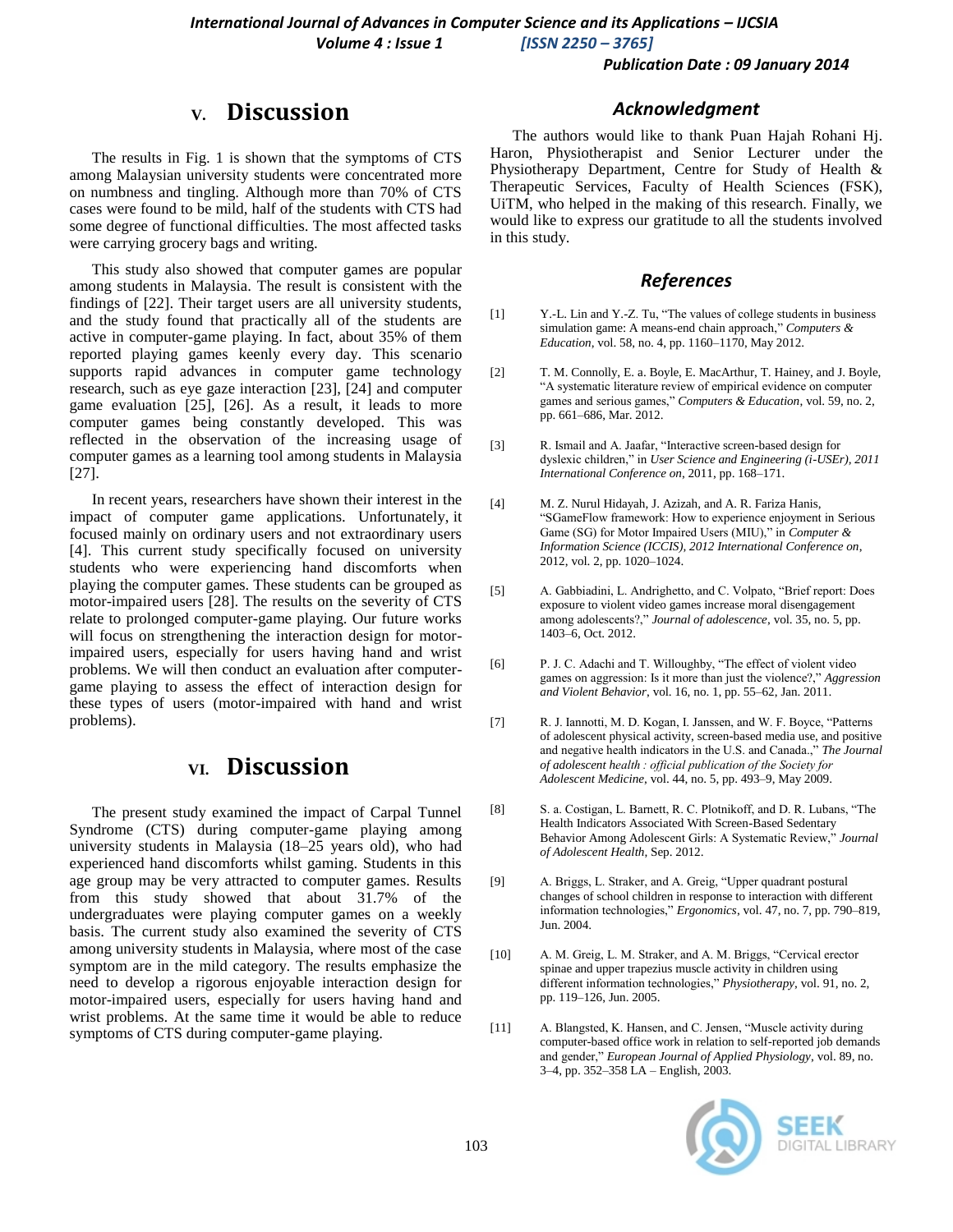## V. Discussion

The results in Fig. 1 is shown that the symptoms of CTS among Malaysian university students were concentrated more on numbness and tingling. Although more than 70% of CTS cases were found to be mild, half of the students with CTS had some degree of functional difficulties. The most affected tasks were carrying grocery bags and writing.

This study also showed that computer games are popular among students in Malaysia. The result is consistent with the findings of [22]. Their target users are all university students, and the study found that practically all of the students are active in computer-game playing. In fact, about 35% of them reported playing games keenly every day. This scenario supports rapid advances in computer game technology research, such as eye gaze interaction [23], [24] and computer game evaluation [25], [26]. As a result, it leads to more computer games being constantly developed. This was reflected in the observation of the increasing usage of computer games as a learning tool among students in Malaysia [27].

In recent years, researchers have shown their interest in the impact of computer game applications. Unfortunately, it focused mainly on ordinary users and not extraordinary users [4]. This current study specifically focused on university students who were experiencing hand discomforts when playing the computer games. These students can be grouped as motor-impaired users [28]. The results on the severity of CTS relate to prolonged computer-game playing. Our future works will focus on strengthening the interaction design for motor-impaired users, especially for users having hand and wrist problems. We will then conduct an evaluation after computer-game playing to assess the effect of interaction design for these types of users (motor-impaired with hand and wrist problems).

## VI. Discussion

The present study examined the impact of Carpal Tunnel Syndrome (CTS) during computer-game playing among university students in Malaysia (18–25 years old), who had experienced hand discomforts whilst gaming. Students in this age group may be very attracted to computer games. Results from this study showed that about 31.7% of the undergraduates were playing computer games on a weekly basis. The current study also examined the severity of CTS among university students in Malaysia, where most of the case symptom are in the mild category. The results emphasize the need to develop a rigorous enjoyable interaction design for motor-impaired users, especially for users having hand and wrist problems. At the same time it would be able to reduce symptoms of CTS during computer-game playing.

## Acknowledgment

The authors would like to thank Puan Hajah Rohani Hj. Haron, Physiotherapist and Senior Lecturer under the Physiotherapy Department, Centre for Study of Health & Therapeutic Services, Faculty of Health Sciences (FSK), UiTM, who helped in the making of this research. Finally, we would like to express our gratitude to all the students involved in this study.

## References

[1] Y.-L. Lin and Y.-Z. Tu, "The values of college students in business simulation game: A means-end chain approach," *Computers & Education*, vol. 58, no. 4, pp. 1160–1170, May 2012.

[2] T. M. Connolly, E. a. Boyle, E. MacArthur, T. Hainey, and J. Boyle, "A systematic literature review of empirical evidence on computer games and serious games," *Computers & Education*, vol. 59, no. 2, pp. 661–686, Mar. 2012.

[3] R. Ismail and A. Jaafar, "Interactive screen-based design for dyslexic children," in *User Science and Engineering (i-USEr), 2011 International Conference on*, 2011, pp. 168–171.

[4] M. Z. Nurul Hidayah, J. Azizah, and A. R. Fariza Hanis, "SGameFlow framework: How to experience enjoyment in Serious Game (SG) for Motor Impaired Users (MIU)," in *Computer & Information Science (ICCIS), 2012 International Conference on*, 2012, vol. 2, pp. 1020–1024.

[5] A. Gabbiadini, L. Andrighetto, and C. Volpato, "Brief report: Does exposure to violent video games increase moral disengagement among adolescents?," *Journal of adolescence*, vol. 35, no. 5, pp. 1403–6, Oct. 2012.

[6] P. J. C. Adachi and T. Willoughby, "The effect of violent video games on aggression: Is it more than just the violence?," *Aggression and Violent Behavior*, vol. 16, no. 1, pp. 55–62, Jan. 2011.

[7] R. J. Iannotti, M. D. Kogan, I. Janssen, and W. F. Boyce, "Patterns of adolescent physical activity, screen-based media use, and positive and negative health indicators in the U.S. and Canada.," *The Journal of adolescent health : official publication of the Society for Adolescent Medicine*, vol. 44, no. 5, pp. 493–9, May 2009.

[8] S. a. Costigan, L. Barnett, R. C. Plotnikoff, and D. R. Lubans, "The Health Indicators Associated With Screen-Based Sedentary Behavior Among Adolescent Girls: A Systematic Review," *Journal of Adolescent Health*, Sep. 2012.

[9] A. Briggs, L. Straker, and A. Greig, "Upper quadrant postural changes of school children in response to interaction with different information technologies," *Ergonomics*, vol. 47, no. 7, pp. 790–819, Jun. 2004.

[10] A. M. Greig, L. M. Straker, and A. M. Briggs, "Cervical erector spinae and upper trapezius muscle activity in children using different information technologies," *Physiotherapy*, vol. 91, no. 2, pp. 119–126, Jun. 2005.

[11] A. Blangsted, K. Hansen, and C. Jensen, "Muscle activity during computer-based office work in relation to self-reported job demands and gender," *European Journal of Applied Physiology*, vol. 89, no. 3–4, pp. 352–358 LA – English, 2003.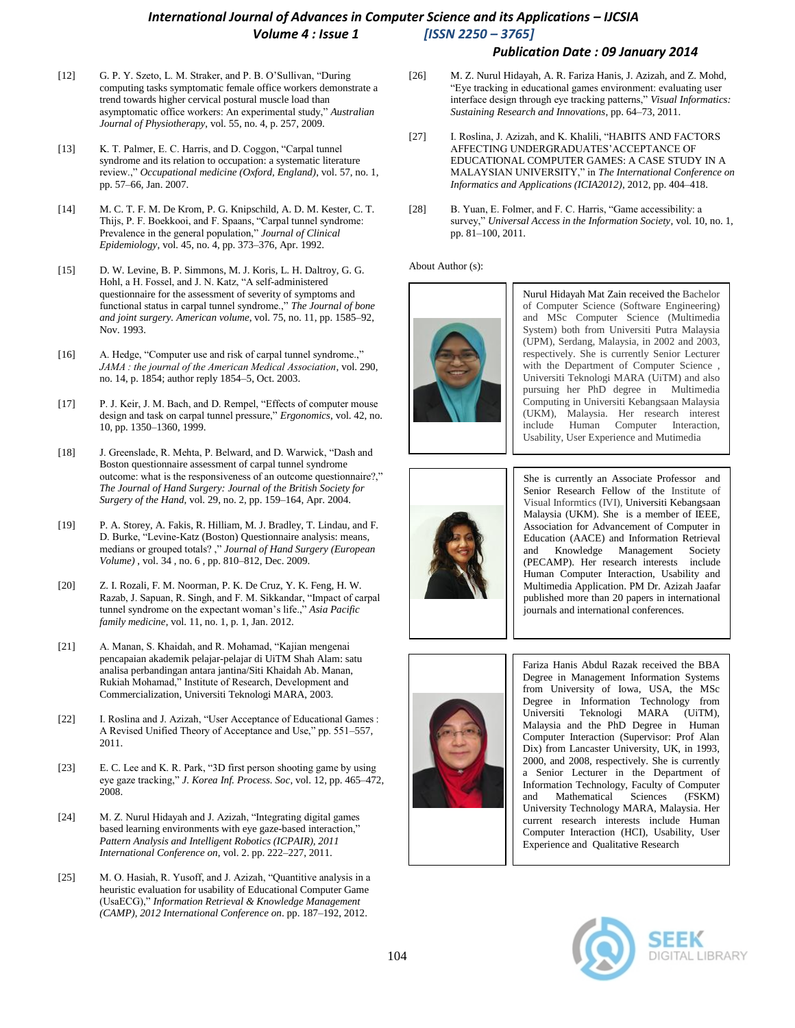[12] G. P. Y. Szeto, L. M. Straker, and P. B. O'Sullivan, "During computing tasks symptomatic female office workers demonstrate a trend towards higher cervical postural muscle load than asymptomatic office workers: An experimental study," *Australian Journal of Physiotherapy*, vol. 55, no. 4, p. 257, 2009.

[13] K. T. Palmer, E. C. Harris, and D. Coggon, "Carpal tunnel syndrome and its relation to occupation: a systematic literature review.," *Occupational medicine (Oxford, England)*, vol. 57, no. 1, pp. 57–66, Jan. 2007.

[14] M. C. T. F. M. De Krom, P. G. Knipschild, A. D. M. Kester, C. T. Thijs, P. F. Boekkooi, and F. Spaans, "Carpal tunnel syndrome: Prevalence in the general population," *Journal of Clinical Epidemiology*, vol. 45, no. 4, pp. 373–376, Apr. 1992.

[15] D. W. Levine, B. P. Simmons, M. J. Koris, L. H. Daltroy, G. G. Hohl, a H. Fossel, and J. N. Katz, "A self-administered questionnaire for the assessment of severity of symptoms and functional status in carpal tunnel syndrome.," *The Journal of bone and joint surgery. American volume*, vol. 75, no. 11, pp. 1585–92, Nov. 1993.

[16] A. Hedge, "Computer use and risk of carpal tunnel syndrome.," *JAMA : the journal of the American Medical Association*, vol. 290, no. 14, p. 1854; author reply 1854–5, Oct. 2003.

[17] P. J. Keir, J. M. Bach, and D. Rempel, "Effects of computer mouse design and task on carpal tunnel pressure," *Ergonomics*, vol. 42, no. 10, pp. 1350–1360, 1999.

[18] J. Greenslade, R. Mehta, P. Belward, and D. Warwick, "Dash and Boston questionnaire assessment of carpal tunnel syndrome outcome: what is the responsiveness of an outcome questionnaire?," *The Journal of Hand Surgery: Journal of the British Society for Surgery of the Hand*, vol. 29, no. 2, pp. 159–164, Apr. 2004.

[19] P. A. Storey, A. Fakis, R. Hilliam, M. J. Bradley, T. Lindau, and F. D. Burke, "Levine-Katz (Boston) Questionnaire analysis: means, medians or grouped totals? ," *Journal of Hand Surgery (European Volume)* , vol. 34 , no. 6 , pp. 810–812, Dec. 2009.

[20] Z. I. Rozali, F. M. Noorman, P. K. De Cruz, Y. K. Feng, H. W. Razab, J. Sapuan, R. Singh, and F. M. Sikkandar, "Impact of carpal tunnel syndrome on the expectant woman's life.," *Asia Pacific family medicine*, vol. 11, no. 1, p. 1, Jan. 2012.

[21] A. Manan, S. Khaidah, and R. Mohamad, "Kajian mengenai pencapaian akademik pelajar-pelajar di UiTM Shah Alam: satu analisa perbandingan antara jantina/Siti Khaidah Ab. Manan, Rukiah Mohamad," Institute of Research, Development and Commercialization, Universiti Teknologi MARA, 2003.

[22] I. Roslina and J. Azizah, "User Acceptance of Educational Games : A Revised Unified Theory of Acceptance and Use," pp. 551–557, 2011.

[23] E. C. Lee and K. R. Park, "3D first person shooting game by using eye gaze tracking," *J. Korea Inf. Process. Soc*, vol. 12, pp. 465–472, 2008.

[24] M. Z. Nurul Hidayah and J. Azizah, "Integrating digital games based learning environments with eye gaze-based interaction," *Pattern Analysis and Intelligent Robotics (ICPAIR), 2011 International Conference on*, vol. 2. pp. 222–227, 2011.

[25] M. O. Hasiah, R. Yusoff, and J. Azizah, "Quantitive analysis in a heuristic evaluation for usability of Educational Computer Game (UsaECG)," *Information Retrieval & Knowledge Management (CAMP), 2012 International Conference on*. pp. 187–192, 2012.

[26] M. Z. Nurul Hidayah, A. R. Fariza Hanis, J. Azizah, and Z. Mohd, "Eye tracking in educational games environment: evaluating user interface design through eye tracking patterns," *Visual Informatics: Sustaining Research and Innovations*, pp. 64–73, 2011.

[27] I. Roslina, J. Azizah, and K. Khalili, "HABITS AND FACTORS AFFECTING UNDERGRADUATES'ACCEPTANCE OF EDUCATIONAL COMPUTER GAMES: A CASE STUDY IN A MALAYSIAN UNIVERSITY," in *The International Conference on Informatics and Applications (ICIA2012)*, 2012, pp. 404–418.

[28] B. Yuan, E. Folmer, and F. C. Harris, "Game accessibility: a survey," *Universal Access in the Information Society*, vol. 10, no. 1, pp. 81–100, 2011.

About Author (s):

Nurul Hidayah Mat Zain received the Bachelor of Computer Science (Software Engineering) and MSc Computer Science (Multimedia System) both from Universiti Putra Malaysia (UPM), Serdang, Malaysia, in 2002 and 2003, respectively. She is currently Senior Lecturer with the Department of Computer Science , Universiti Teknologi MARA (UiTM) and also pursuing her PhD degree in Multimedia Computing in Universiti Kebangsaan Malaysia (UKM), Malaysia. Her research interest include Human Computer Interaction, Usability, User Experience and Mutimedia

She is currently an Associate Professor and Senior Research Fellow of the Institute of Visual Informtics (IVI), Universiti Kebangsaan Malaysia (UKM). She is a member of IEEE, Association for Advancement of Computer in Education (AACE) and Information Retrieval and Knowledge Management Society (PECAMP). Her research interests include Human Computer Interaction, Usability and Multimedia Application. PM Dr. Azizah Jaafar published more than 20 papers in international journals and international conferences.

Fariza Hanis Abdul Razak received the BBA Degree in Management Information Systems from University of Iowa, USA, the MSc Degree in Information Technology from Universiti Teknologi MARA (UiTM), Malaysia and the PhD Degree in Human Computer Interaction (Supervisor: Prof Alan Dix) from Lancaster University, UK, in 1993, 2000, and 2008, respectively. She is currently a Senior Lecturer in the Department of Information Technology, Faculty of Computer and Mathematical Sciences (FSKM) University Technology MARA, Malaysia. Her current research interests include Human Computer Interaction (HCI), Usability, User Experience and Qualitative Research